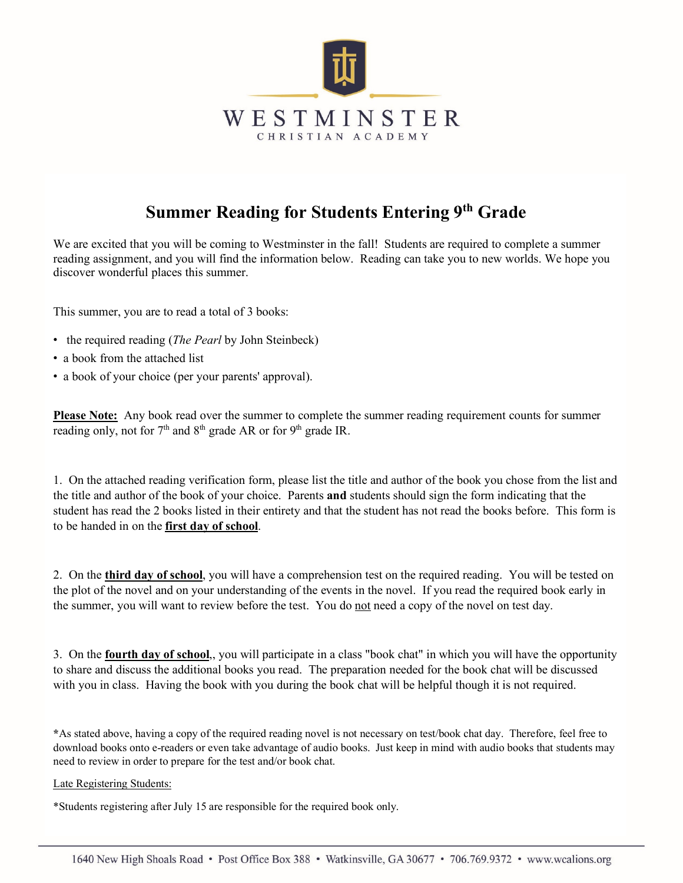WESTMINSTER

CHRISTIAN ACADEMY

# Summer Reading for Students Entering 9th Grade

We are excited that you will be coming to Westminster in the fall! Students are required to complete a summer reading assignment, and you will find the information below. Reading can take you to new worlds. We hope you discover wonderful places this summer.

This summer, you are to read a total of 3 books:

- the required reading (*The Pearl* by John Steinbeck)
- a book from the attached list
- a book of your choice (per your parents' approval).

**Please Note:** Any book read over the summer to complete the summer reading requirement counts for summer reading only, not for 7th and 8th grade AR or for 9th grade IR.

1. On the attached reading verification form, please list the title and author of the book you chose from the list and the title and author of the book of your choice. Parents **and** students should sign the form indicating that the student has read the 2 books listed in their entirety and that the student has not read the books before. This form is to be handed in on the **first day of school**.

2. On the **third day of school**, you will have a comprehension test on the required reading. You will be tested on the plot of the novel and on your understanding of the events in the novel. If you read the required book early in the summer, you will want to review before the test. You do not need a copy of the novel on test day.

3. On the **fourth day of school**,, you will participate in a class "book chat" in which you will have the opportunity to share and discuss the additional books you read. The preparation needed for the book chat will be discussed with you in class. Having the book with you during the book chat will be helpful though it is not required.

***As stated above, having a copy of the required reading novel is not necessary on test/book chat day. Therefore, feel free to download books onto e-readers or even take advantage of audio books. Just keep in mind with audio books that students may need to review in order to prepare for the test and/or book chat.

Late Registering Students:

*Students registering after July 15 are responsible for the required book only.

1640 New High Shoals Road • Post Office Box 388 • Watkinsville, GA 30677 • 706.769.9372 • www.wcalions.org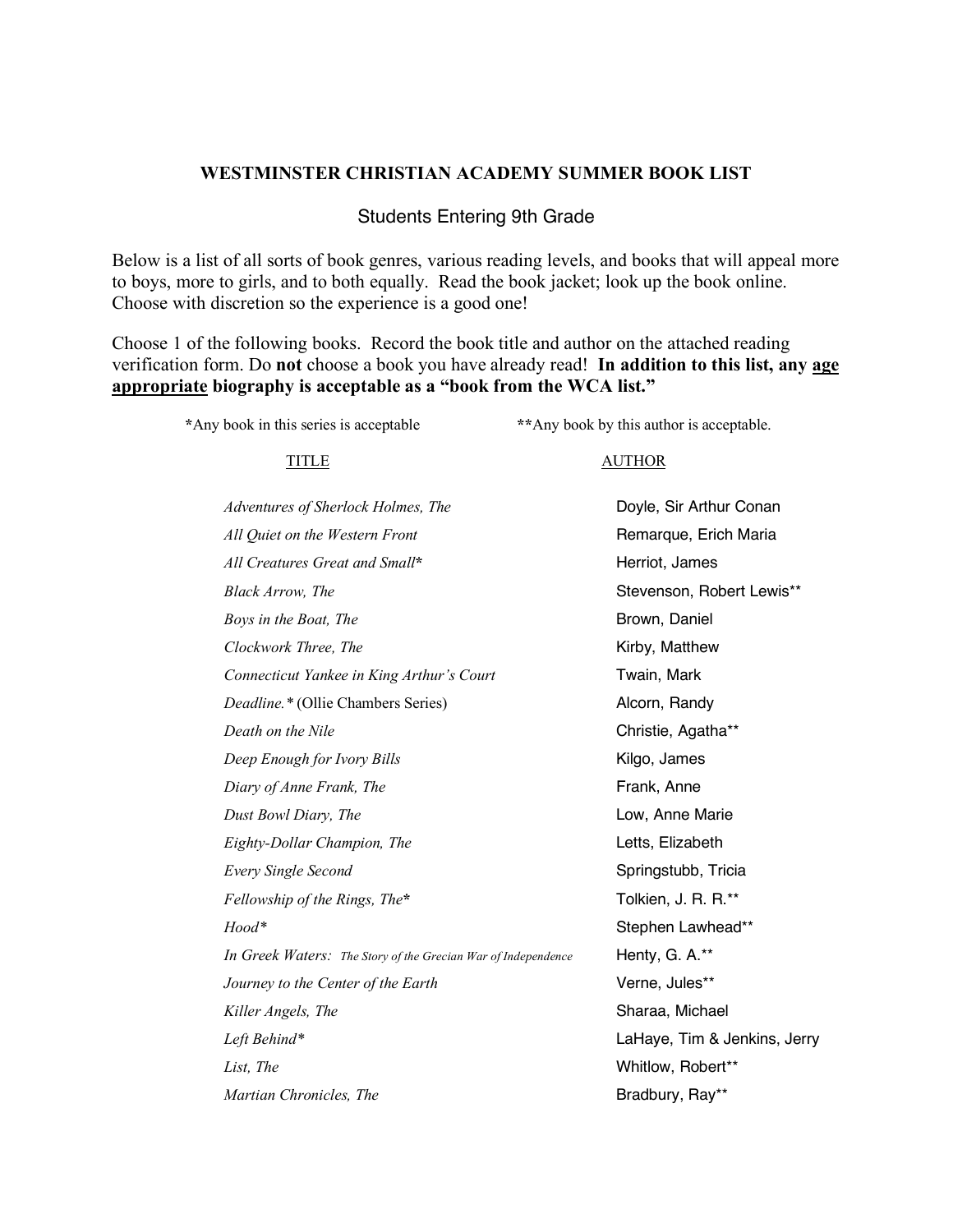**WESTMINSTER CHRISTIAN ACADEMY SUMMER BOOK LIST**

Students Entering 9th Grade

Below is a list of all sorts of book genres, various reading levels, and books that will appeal more to boys, more to girls, and to both equally. Read the book jacket; look up the book online. Choose with discretion so the experience is a good one!

Choose 1 of the following books. Record the book title and author on the attached reading verification form. Do **not** choose a book you have already read! **In addition to this list, any age appropriate biography is acceptable as a "book from the WCA list."**

***Any book in this series is acceptable** **Any book by this author is acceptable.

| TITLE | AUTHOR |
| --- | --- |
| *Adventures of Sherlock Holmes, The* | Doyle, Sir Arthur Conan |
| *All Quiet on the Western Front* | Remarque, Erich Maria |
| *All Creatures Great and Small** | Herriot, James |
| *Black Arrow, The* | Stevenson, Robert Lewis** |
| *Boys in the Boat, The* | Brown, Daniel |
| *Clockwork Three, The* | Kirby, Matthew |
| *Connecticut Yankee in King Arthur's Court* | Twain, Mark |
| *Deadline.** (Ollie Chambers Series) | Alcorn, Randy |
| *Death on the Nile* | Christie, Agatha** |
| *Deep Enough for Ivory Bills* | Kilgo, James |
| *Diary of Anne Frank, The* | Frank, Anne |
| *Dust Bowl Diary, The* | Low, Anne Marie |
| *Eighty-Dollar Champion, The* | Letts, Elizabeth |
| *Every Single Second* | Springstubb, Tricia |
| *Fellowship of the Rings, The** | Tolkien, J. R. R.** |
| *Hood** | Stephen Lawhead** |
| *In Greek Waters: The Story of the Grecian War of Independence* | Henty, G. A.** |
| *Journey to the Center of the Earth* | Verne, Jules** |
| *Killer Angels, The* | Sharaa, Michael |
| *Left Behind** | LaHaye, Tim & Jenkins, Jerry |
| *List, The* | Whitlow, Robert** |
| *Martian Chronicles, The* | Bradbury, Ray** |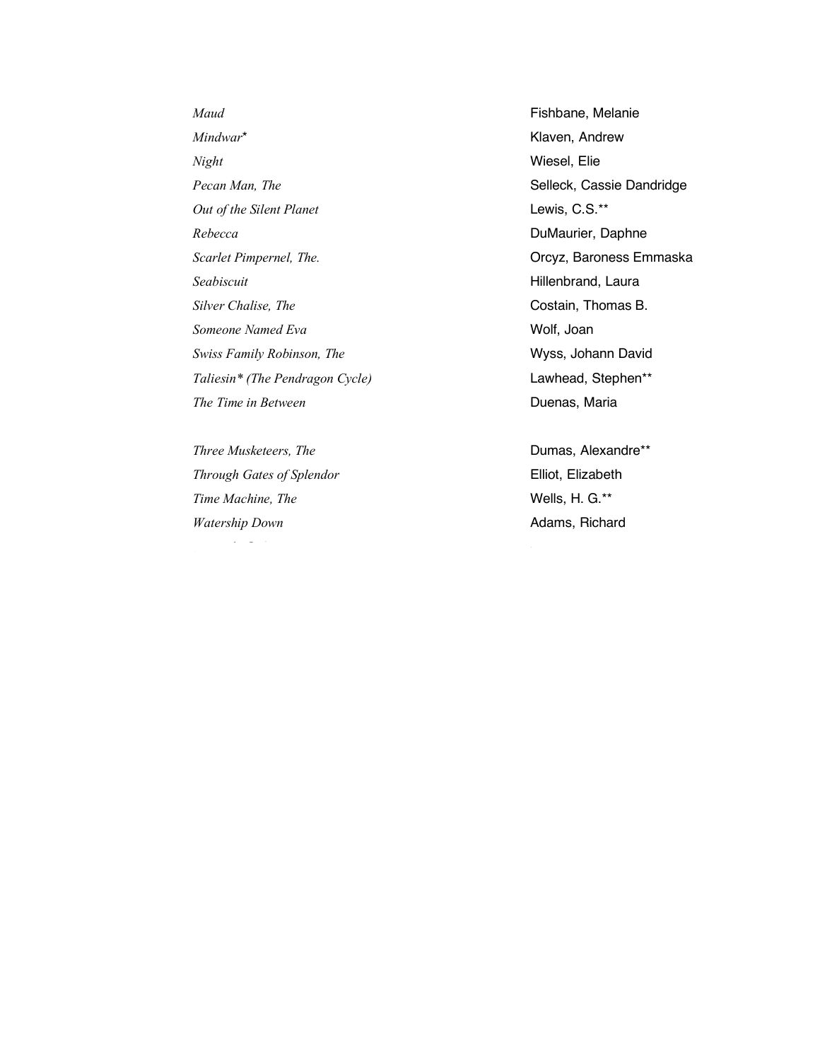| | |
|---|---|
| *Maud* | Fishbane, Melanie |
| *Mindwar\** | Klaven, Andrew |
| *Night* | Wiesel, Elie |
| *Pecan Man, The* | Selleck, Cassie Dandridge |
| *Out of the Silent Planet* | Lewis, C.S.** |
| *Rebecca* | DuMaurier, Daphne |
| *Scarlet Pimpernel, The.* | Orcyz, Baroness Emmaska |
| *Seabiscuit* | Hillenbrand, Laura |
| *Silver Chalise, The* | Costain, Thomas B. |
| *Someone Named Eva* | Wolf, Joan |
| *Swiss Family Robinson, The* | Wyss, Johann David |
| *Taliesin\* (The Pendragon Cycle)* | Lawhead, Stephen** |
| *The Time in Between* | Duenas, Maria |
| *Three Musketeers, The* | Dumas, Alexandre** |
| *Through Gates of Splendor* | Elliot, Elizabeth |
| *Time Machine, The* | Wells, H. G.** |
| *Watership Down* | Adams, Richard |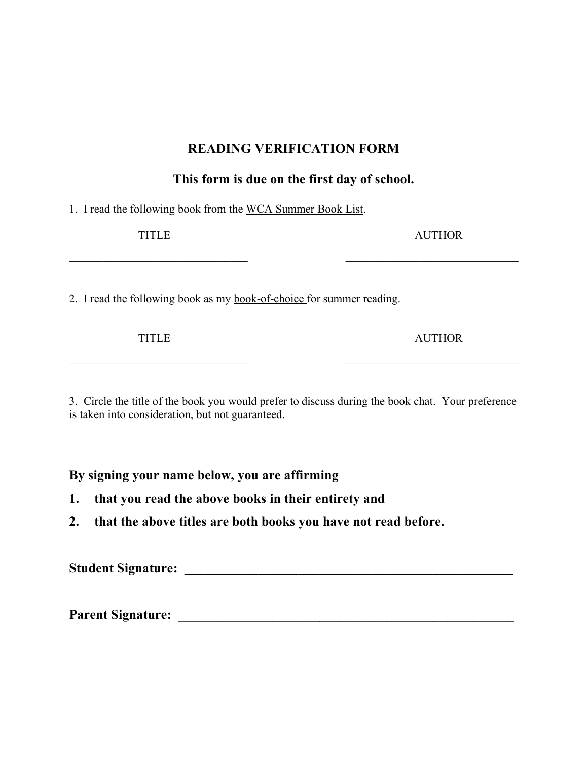# READING VERIFICATION FORM

## This form is due on the first day of school.

1. I read the following book from the WCA Summer Book List.

| TITLE | AUTHOR |
| --- | --- |
| ______________________________ | ______________________________ |

2. I read the following book as my book-of-choice for summer reading.

| TITLE | AUTHOR |
| --- | --- |
| ______________________________ | ______________________________ |

3. Circle the title of the book you would prefer to discuss during the book chat. Your preference is taken into consideration, but not guaranteed.

**By signing your name below, you are affirming**

1. **that you read the above books in their entirety and**
2. **that the above titles are both books you have not read before.**

**Student Signature: ___________________________________________**

**Parent Signature: ____________________________________________**